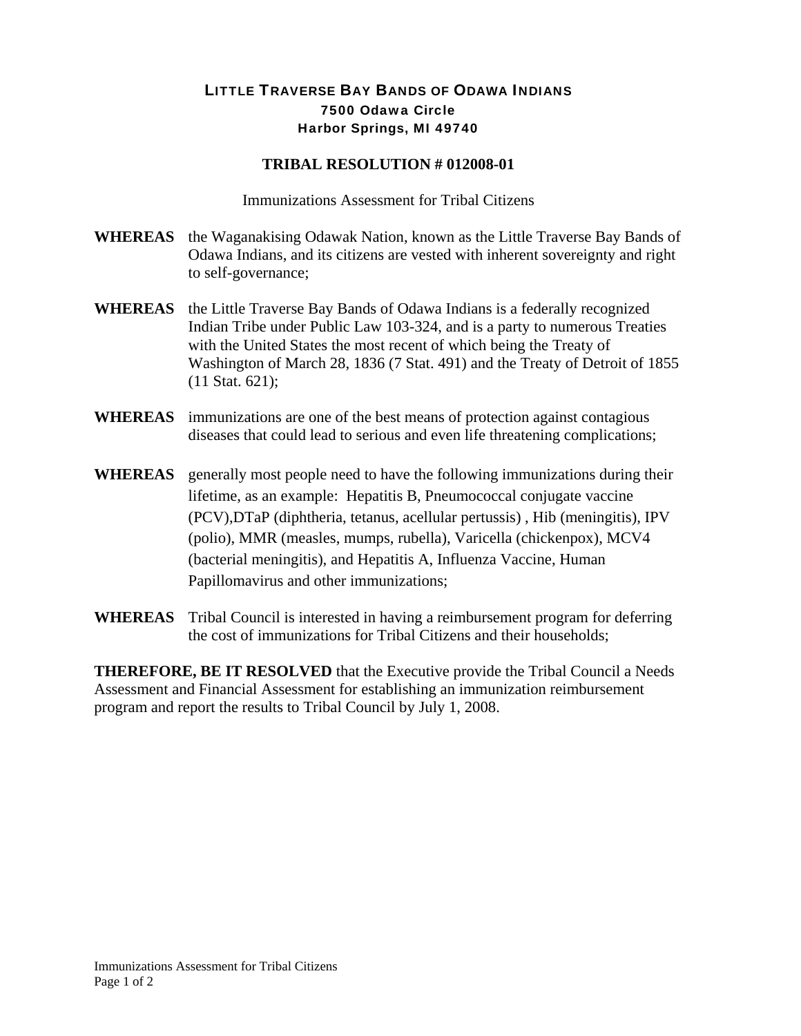**LITTLE TRAVERSE BAY BANDS OF ODAWA INDIANS**
**7500 Odawa Circle**
**Harbor Springs, MI 49740**

# TRIBAL RESOLUTION # 012008-01

Immunizations Assessment for Tribal Citizens

**WHEREAS** the Waganakising Odawak Nation, known as the Little Traverse Bay Bands of Odawa Indians, and its citizens are vested with inherent sovereignty and right to self-governance;

**WHEREAS** the Little Traverse Bay Bands of Odawa Indians is a federally recognized Indian Tribe under Public Law 103-324, and is a party to numerous Treaties with the United States the most recent of which being the Treaty of Washington of March 28, 1836 (7 Stat. 491) and the Treaty of Detroit of 1855 (11 Stat. 621);

**WHEREAS** immunizations are one of the best means of protection against contagious diseases that could lead to serious and even life threatening complications;

**WHEREAS** generally most people need to have the following immunizations during their lifetime, as an example: Hepatitis B, Pneumococcal conjugate vaccine (PCV),DTaP (diphtheria, tetanus, acellular pertussis) , Hib (meningitis), IPV (polio), MMR (measles, mumps, rubella), Varicella (chickenpox), MCV4 (bacterial meningitis), and Hepatitis A, Influenza Vaccine, Human Papillomavirus and other immunizations;

**WHEREAS** Tribal Council is interested in having a reimbursement program for deferring the cost of immunizations for Tribal Citizens and their households;

**THEREFORE, BE IT RESOLVED** that the Executive provide the Tribal Council a Needs Assessment and Financial Assessment for establishing an immunization reimbursement program and report the results to Tribal Council by July 1, 2008.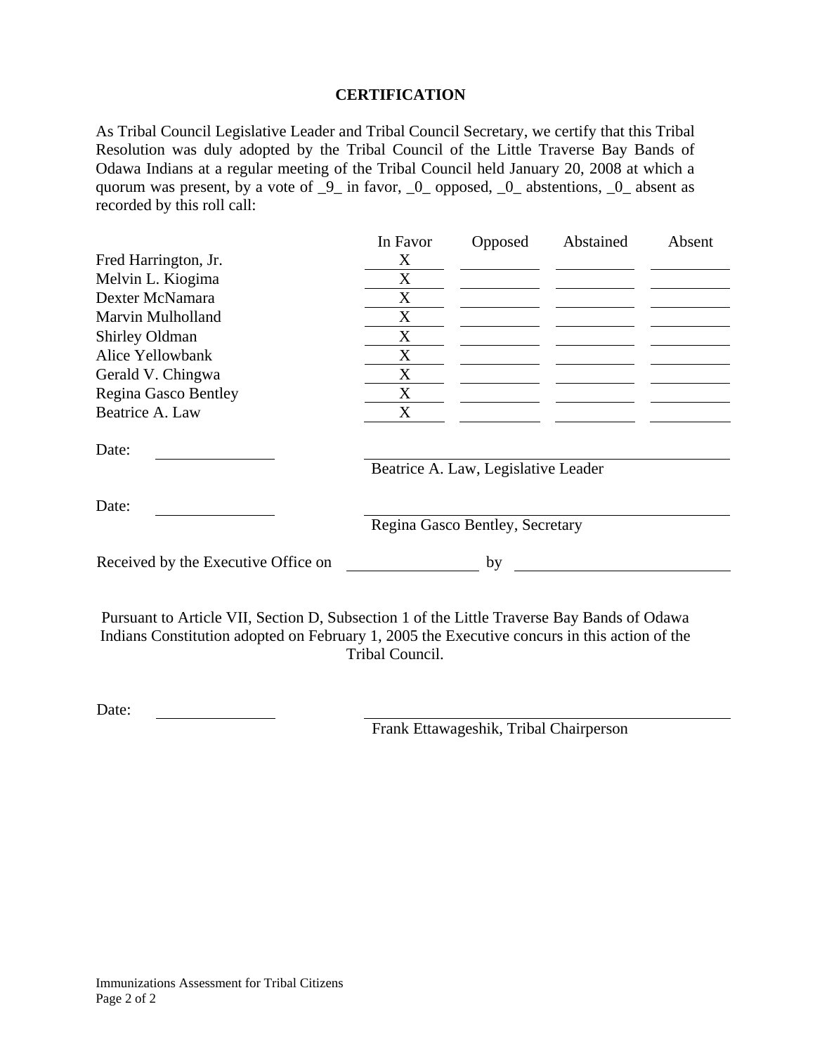## CERTIFICATION

As Tribal Council Legislative Leader and Tribal Council Secretary, we certify that this Tribal Resolution was duly adopted by the Tribal Council of the Little Traverse Bay Bands of Odawa Indians at a regular meeting of the Tribal Council held January 20, 2008 at which a quorum was present, by a vote of _9_ in favor, _0_ opposed, _0_ abstentions, _0_ absent as recorded by this roll call:

| | In Favor | Opposed | Abstained | Absent |
|---|---|---|---|---|
| Fred Harrington, Jr. | X | | | |
| Melvin L. Kiogima | X | | | |
| Dexter McNamara | X | | | |
| Marvin Mulholland | X | | | |
| Shirley Oldman | X | | | |
| Alice Yellowbank | X | | | |
| Gerald V. Chingwa | X | | | |
| Regina Gasco Bentley | X | | | |
| Beatrice A. Law | X | | | |

Date: ______________

______________________________
Beatrice A. Law, Legislative Leader

Date: ______________

______________________________
Regina Gasco Bentley, Secretary

Received by the Executive Office on ______________ by ______________________

Pursuant to Article VII, Section D, Subsection 1 of the Little Traverse Bay Bands of Odawa Indians Constitution adopted on February 1, 2005 the Executive concurs in this action of the Tribal Council.

Date: ______________

______________________________
Frank Ettawageshik, Tribal Chairperson